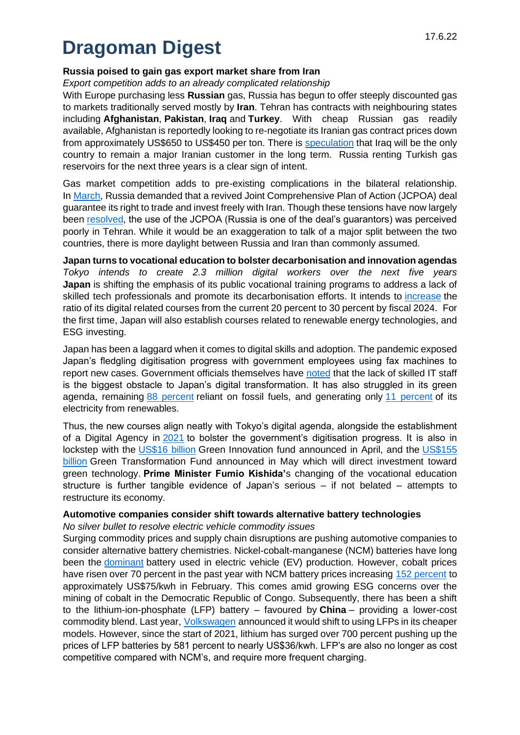# Dragoman Digest

17.6.22

### Russia poised to gain gas export market share from Iran

*Export competition adds to an already complicated relationship*

With Europe purchasing less **Russian** gas, Russia has begun to offer steeply discounted gas to markets traditionally served mostly by **Iran**. Tehran has contracts with neighbouring states including **Afghanistan**, **Pakistan**, **Iraq** and **Turkey**. With cheap Russian gas readily available, Afghanistan is reportedly looking to re-negotiate its Iranian gas contract prices down from approximately US$650 to US$450 per ton. There is speculation that Iraq will be the only country to remain a major Iranian customer in the long term. Russia renting Turkish gas reservoirs for the next three years is a clear sign of intent.

Gas market competition adds to pre-existing complications in the bilateral relationship. In March, Russia demanded that a revived Joint Comprehensive Plan of Action (JCPOA) deal guarantee its right to trade and invest freely with Iran. Though these tensions have now largely been resolved, the use of the JCPOA (Russia is one of the deal's guarantors) was perceived poorly in Tehran. While it would be an exaggeration to talk of a major split between the two countries, there is more daylight between Russia and Iran than commonly assumed.

### Japan turns to vocational education to bolster decarbonisation and innovation agendas

*Tokyo intends to create 2.3 million digital workers over the next five years*

**Japan** is shifting the emphasis of its public vocational training programs to address a lack of skilled tech professionals and promote its decarbonisation efforts. It intends to increase the ratio of its digital related courses from the current 20 percent to 30 percent by fiscal 2024. For the first time, Japan will also establish courses related to renewable energy technologies, and ESG investing.

Japan has been a laggard when it comes to digital skills and adoption. The pandemic exposed Japan's fledgling digitisation progress with government employees using fax machines to report new cases. Government officials themselves have noted that the lack of skilled IT staff is the biggest obstacle to Japan's digital transformation. It has also struggled in its green agenda, remaining 88 percent reliant on fossil fuels, and generating only 11 percent of its electricity from renewables.

Thus, the new courses align neatly with Tokyo's digital agenda, alongside the establishment of a Digital Agency in 2021 to bolster the government's digitisation progress. It is also in lockstep with the US$16 billion Green Innovation fund announced in April, and the US$155 billion Green Transformation Fund announced in May which will direct investment toward green technology. **Prime Minister Fumio Kishida'**s changing of the vocational education structure is further tangible evidence of Japan's serious – if not belated – attempts to restructure its economy.

### Automotive companies consider shift towards alternative battery technologies

*No silver bullet to resolve electric vehicle commodity issues*

Surging commodity prices and supply chain disruptions are pushing automotive companies to consider alternative battery chemistries. Nickel-cobalt-manganese (NCM) batteries have long been the dominant battery used in electric vehicle (EV) production. However, cobalt prices have risen over 70 percent in the past year with NCM battery prices increasing 152 percent to approximately US$75/kwh in February. This comes amid growing ESG concerns over the mining of cobalt in the Democratic Republic of Congo. Subsequently, there has been a shift to the lithium-ion-phosphate (LFP) battery – favoured by **China** – providing a lower-cost commodity blend. Last year, Volkswagen announced it would shift to using LFPs in its cheaper models. However, since the start of 2021, lithium has surged over 700 percent pushing up the prices of LFP batteries by 581 percent to nearly US$36/kwh. LFP's are also no longer as cost competitive compared with NCM's, and require more frequent charging.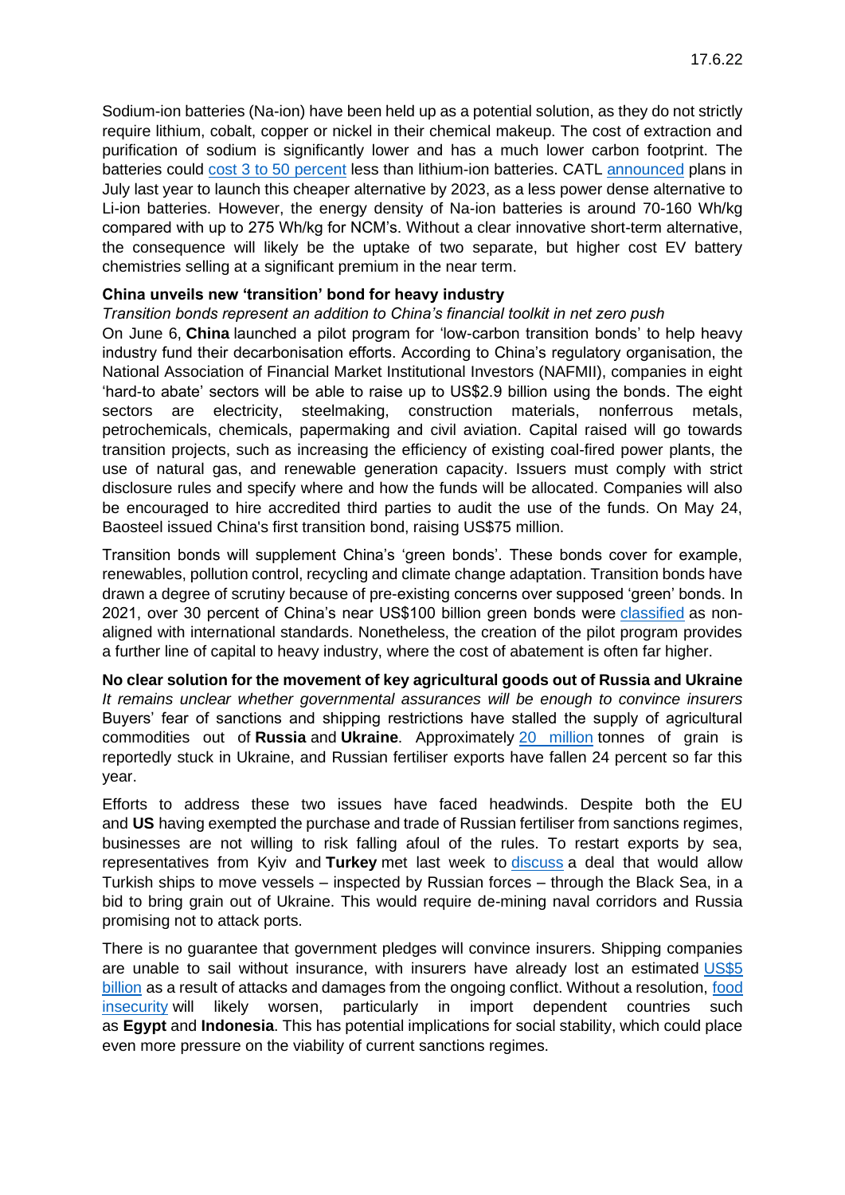Sodium-ion batteries (Na-ion) have been held up as a potential solution, as they do not strictly require lithium, cobalt, copper or nickel in their chemical makeup. The cost of extraction and purification of sodium is significantly lower and has a much lower carbon footprint. The batteries could cost 3 to 50 percent less than lithium-ion batteries. CATL announced plans in July last year to launch this cheaper alternative by 2023, as a less power dense alternative to Li-ion batteries. However, the energy density of Na-ion batteries is around 70-160 Wh/kg compared with up to 275 Wh/kg for NCM's. Without a clear innovative short-term alternative, the consequence will likely be the uptake of two separate, but higher cost EV battery chemistries selling at a significant premium in the near term.

**China unveils new 'transition' bond for heavy industry**

*Transition bonds represent an addition to China's financial toolkit in net zero push*

On June 6, **China** launched a pilot program for 'low-carbon transition bonds' to help heavy industry fund their decarbonisation efforts. According to China's regulatory organisation, the National Association of Financial Market Institutional Investors (NAFMII), companies in eight 'hard-to abate' sectors will be able to raise up to US$2.9 billion using the bonds. The eight sectors are electricity, steelmaking, construction materials, nonferrous metals, petrochemicals, chemicals, papermaking and civil aviation. Capital raised will go towards transition projects, such as increasing the efficiency of existing coal-fired power plants, the use of natural gas, and renewable generation capacity. Issuers must comply with strict disclosure rules and specify where and how the funds will be allocated. Companies will also be encouraged to hire accredited third parties to audit the use of the funds. On May 24, Baosteel issued China's first transition bond, raising US$75 million.

Transition bonds will supplement China's 'green bonds'. These bonds cover for example, renewables, pollution control, recycling and climate change adaptation. Transition bonds have drawn a degree of scrutiny because of pre-existing concerns over supposed 'green' bonds. In 2021, over 30 percent of China's near US$100 billion green bonds were classified as non-aligned with international standards. Nonetheless, the creation of the pilot program provides a further line of capital to heavy industry, where the cost of abatement is often far higher.

**No clear solution for the movement of key agricultural goods out of Russia and Ukraine**

*It remains unclear whether governmental assurances will be enough to convince insurers*

Buyers' fear of sanctions and shipping restrictions have stalled the supply of agricultural commodities out of **Russia** and **Ukraine**. Approximately 20 million tonnes of grain is reportedly stuck in Ukraine, and Russian fertiliser exports have fallen 24 percent so far this year.

Efforts to address these two issues have faced headwinds. Despite both the EU and **US** having exempted the purchase and trade of Russian fertiliser from sanctions regimes, businesses are not willing to risk falling afoul of the rules. To restart exports by sea, representatives from Kyiv and **Turkey** met last week to discuss a deal that would allow Turkish ships to move vessels – inspected by Russian forces – through the Black Sea, in a bid to bring grain out of Ukraine. This would require de-mining naval corridors and Russia promising not to attack ports.

There is no guarantee that government pledges will convince insurers. Shipping companies are unable to sail without insurance, with insurers have already lost an estimated US$5 billion as a result of attacks and damages from the ongoing conflict. Without a resolution, food insecurity will likely worsen, particularly in import dependent countries such as **Egypt** and **Indonesia**. This has potential implications for social stability, which could place even more pressure on the viability of current sanctions regimes.